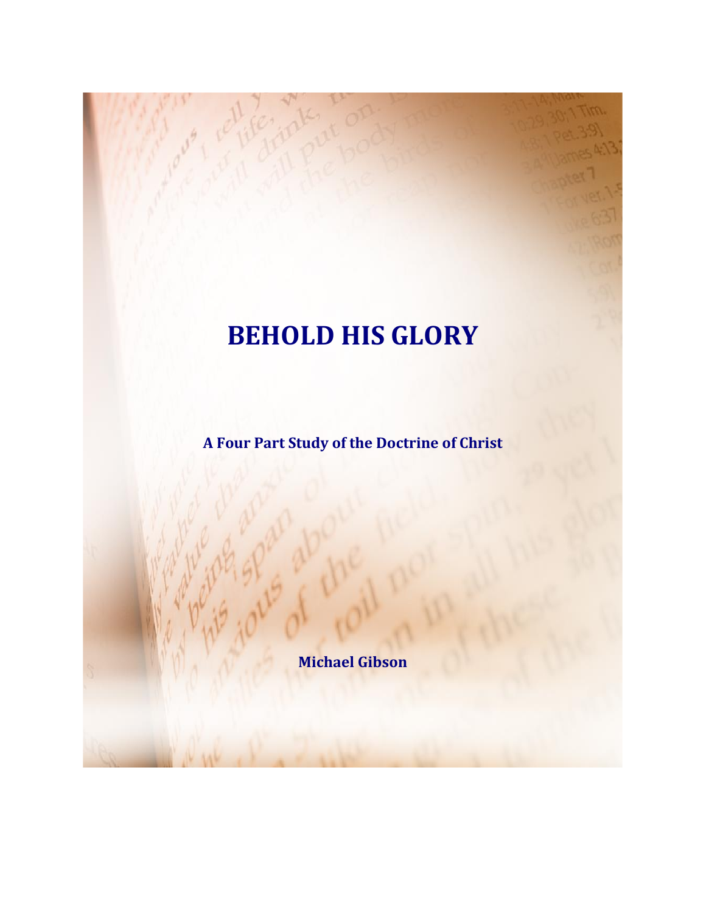# BEHOLD HIS GLORY

**A Four Part Study of the Doctrine of Christ**

**Michael Gibson**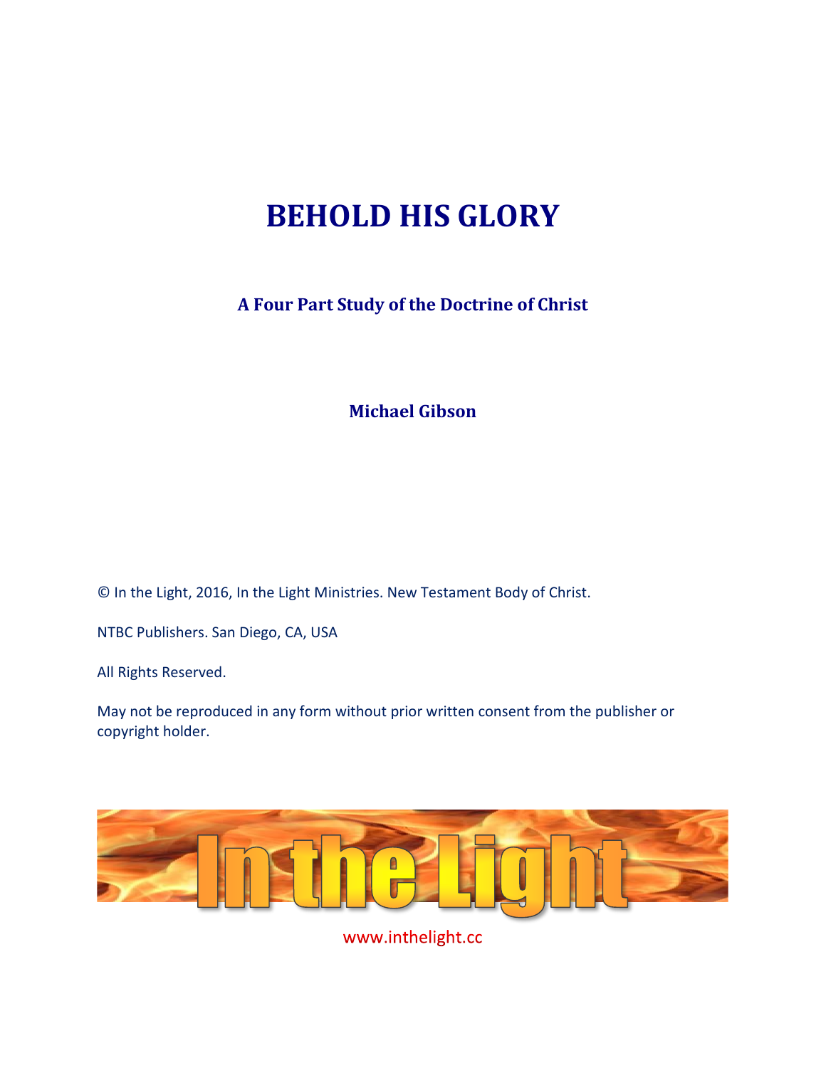# BEHOLD HIS GLORY

### A Four Part Study of the Doctrine of Christ

**Michael Gibson**

© In the Light, 2016, In the Light Ministries. New Testament Body of Christ.

NTBC Publishers. San Diego, CA, USA

All Rights Reserved.

May not be reproduced in any form without prior written consent from the publisher or copyright holder.

In the Light

www.inthelight.cc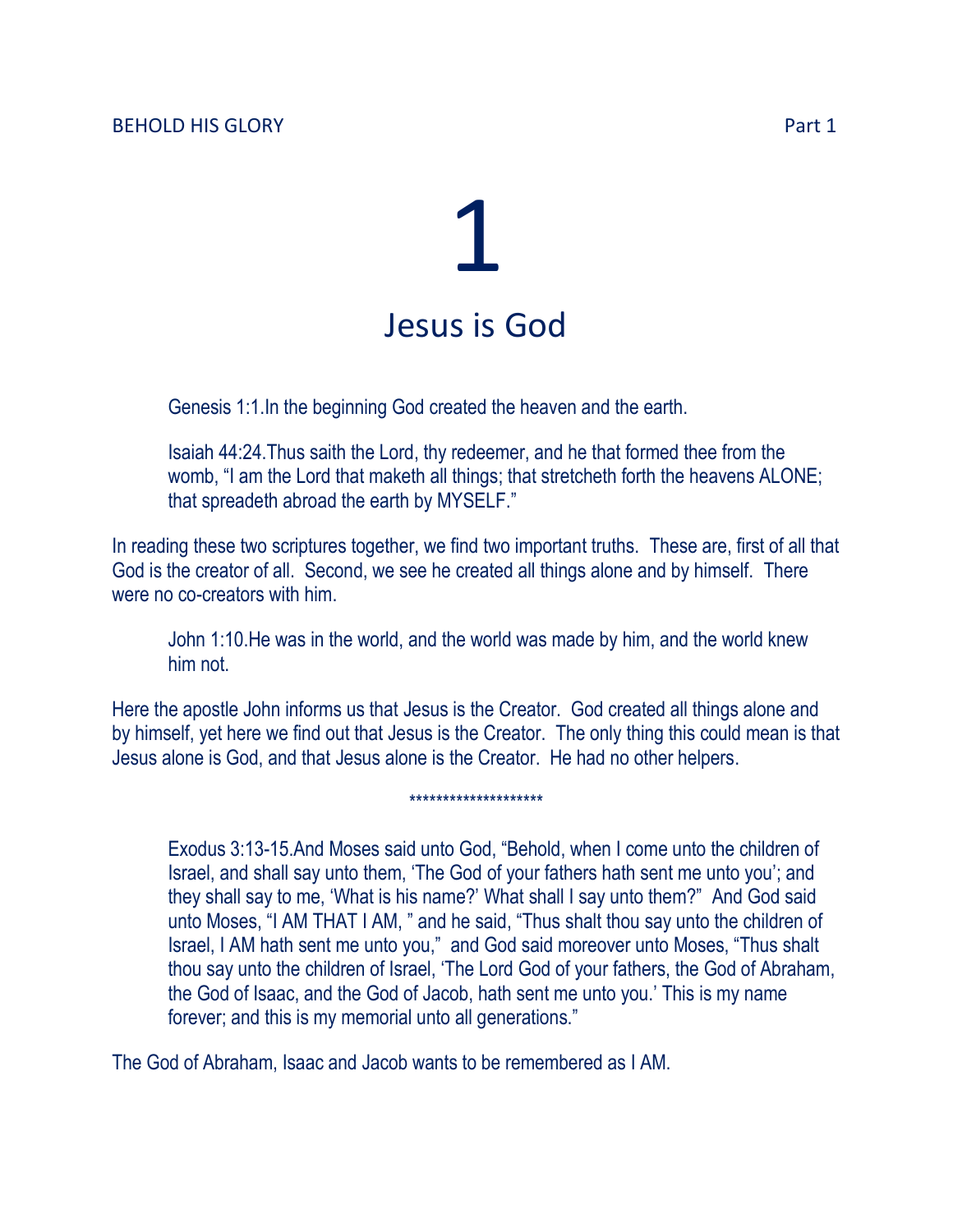# 1

## Jesus is God

> Genesis 1:1.In the beginning God created the heaven and the earth.

> Isaiah 44:24.Thus saith the Lord, thy redeemer, and he that formed thee from the womb, "I am the Lord that maketh all things; that stretcheth forth the heavens ALONE; that spreadeth abroad the earth by MYSELF."

In reading these two scriptures together, we find two important truths. These are, first of all that God is the creator of all. Second, we see he created all things alone and by himself. There were no co-creators with him.

> John 1:10.He was in the world, and the world was made by him, and the world knew him not.

Here the apostle John informs us that Jesus is the Creator. God created all things alone and by himself, yet here we find out that Jesus is the Creator. The only thing this could mean is that Jesus alone is God, and that Jesus alone is the Creator. He had no other helpers.

********************

> Exodus 3:13-15.And Moses said unto God, "Behold, when I come unto the children of Israel, and shall say unto them, 'The God of your fathers hath sent me unto you'; and they shall say to me, 'What is his name?' What shall I say unto them?" And God said unto Moses, "I AM THAT I AM, " and he said, "Thus shalt thou say unto the children of Israel, I AM hath sent me unto you," and God said moreover unto Moses, "Thus shalt thou say unto the children of Israel, 'The Lord God of your fathers, the God of Abraham, the God of Isaac, and the God of Jacob, hath sent me unto you.' This is my name forever; and this is my memorial unto all generations."

The God of Abraham, Isaac and Jacob wants to be remembered as I AM.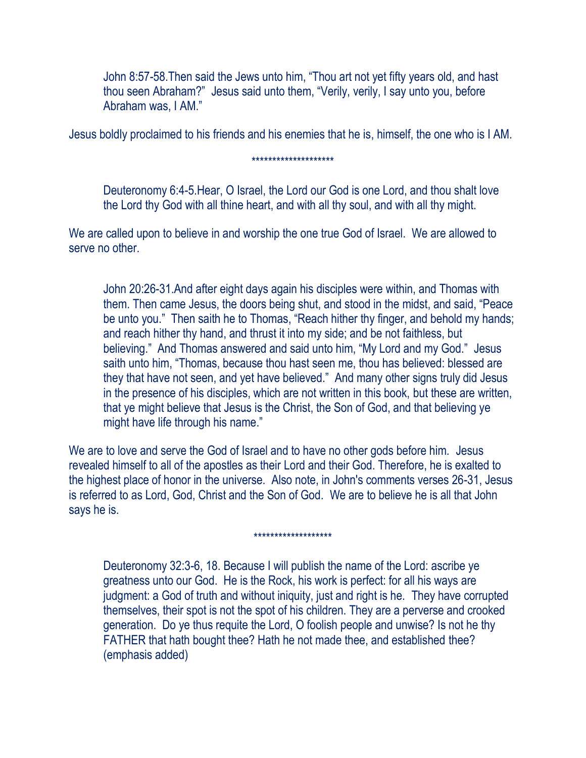> John 8:57-58.Then said the Jews unto him, “Thou art not yet fifty years old, and hast thou seen Abraham?” Jesus said unto them, “Verily, verily, I say unto you, before Abraham was, I AM.”

Jesus boldly proclaimed to his friends and his enemies that he is, himself, the one who is I AM.

********************

> Deuteronomy 6:4-5.Hear, O Israel, the Lord our God is one Lord, and thou shalt love the Lord thy God with all thine heart, and with all thy soul, and with all thy might.

We are called upon to believe in and worship the one true God of Israel. We are allowed to serve no other.

> John 20:26-31.And after eight days again his disciples were within, and Thomas with them. Then came Jesus, the doors being shut, and stood in the midst, and said, “Peace be unto you.” Then saith he to Thomas, “Reach hither thy finger, and behold my hands; and reach hither thy hand, and thrust it into my side; and be not faithless, but believing.” And Thomas answered and said unto him, “My Lord and my God.” Jesus saith unto him, “Thomas, because thou hast seen me, thou has believed: blessed are they that have not seen, and yet have believed.” And many other signs truly did Jesus in the presence of his disciples, which are not written in this book, but these are written, that ye might believe that Jesus is the Christ, the Son of God, and that believing ye might have life through his name.”

We are to love and serve the God of Israel and to have no other gods before him. Jesus revealed himself to all of the apostles as their Lord and their God. Therefore, he is exalted to the highest place of honor in the universe. Also note, in John's comments verses 26-31, Jesus is referred to as Lord, God, Christ and the Son of God. We are to believe he is all that John says he is.

*******************

> Deuteronomy 32:3-6, 18. Because I will publish the name of the Lord: ascribe ye greatness unto our God. He is the Rock, his work is perfect: for all his ways are judgment: a God of truth and without iniquity, just and right is he. They have corrupted themselves, their spot is not the spot of his children. They are a perverse and crooked generation. Do ye thus requite the Lord, O foolish people and unwise? Is not he thy FATHER that hath bought thee? Hath he not made thee, and established thee? (emphasis added)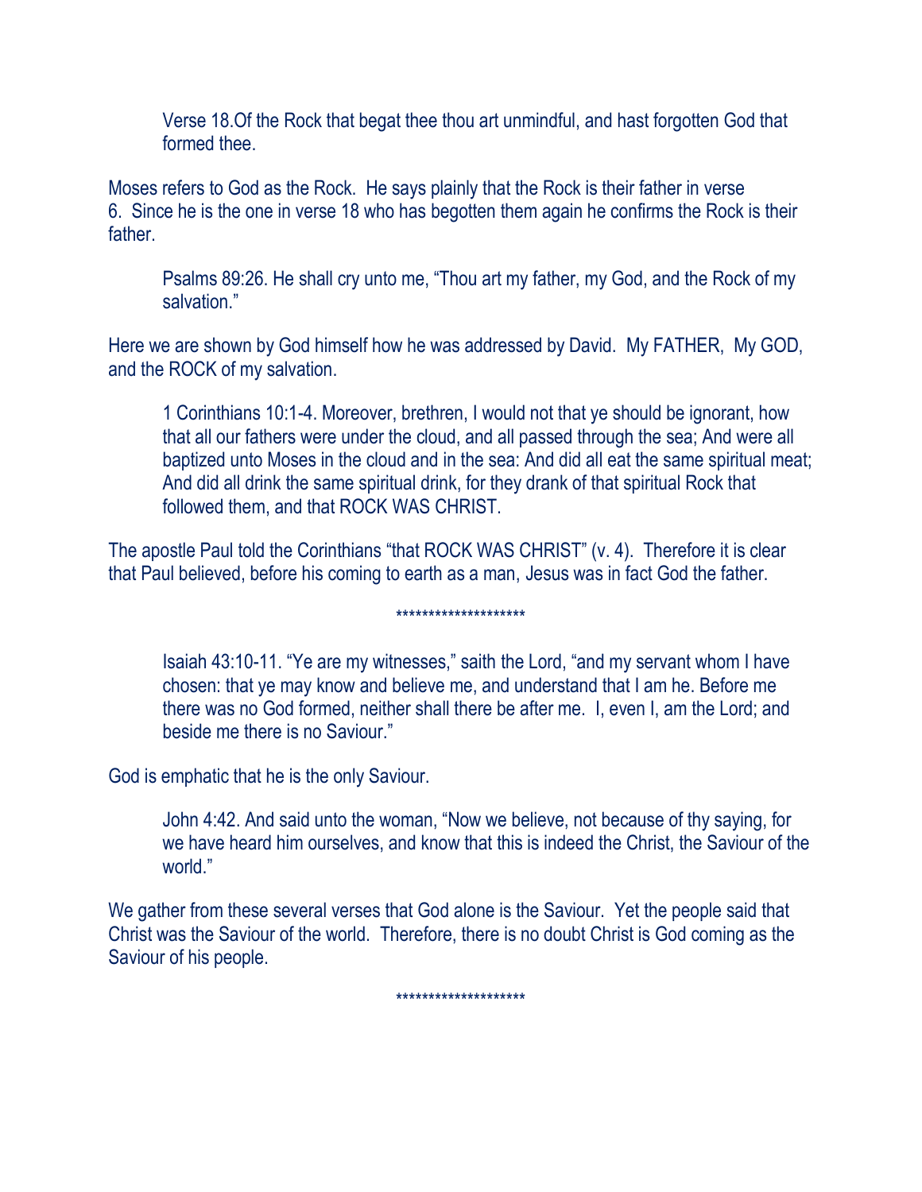> Verse 18.Of the Rock that begat thee thou art unmindful, and hast forgotten God that formed thee.

Moses refers to God as the Rock. He says plainly that the Rock is their father in verse 6. Since he is the one in verse 18 who has begotten them again he confirms the Rock is their father.

> Psalms 89:26. He shall cry unto me, "Thou art my father, my God, and the Rock of my salvation."

Here we are shown by God himself how he was addressed by David. My FATHER, My GOD, and the ROCK of my salvation.

> 1 Corinthians 10:1-4. Moreover, brethren, I would not that ye should be ignorant, how that all our fathers were under the cloud, and all passed through the sea; And were all baptized unto Moses in the cloud and in the sea: And did all eat the same spiritual meat; And did all drink the same spiritual drink, for they drank of that spiritual Rock that followed them, and that ROCK WAS CHRIST.

The apostle Paul told the Corinthians "that ROCK WAS CHRIST" (v. 4). Therefore it is clear that Paul believed, before his coming to earth as a man, Jesus was in fact God the father.

********************

> Isaiah 43:10-11. "Ye are my witnesses," saith the Lord, "and my servant whom I have chosen: that ye may know and believe me, and understand that I am he. Before me there was no God formed, neither shall there be after me. I, even I, am the Lord; and beside me there is no Saviour."

God is emphatic that he is the only Saviour.

> John 4:42. And said unto the woman, "Now we believe, not because of thy saying, for we have heard him ourselves, and know that this is indeed the Christ, the Saviour of the world."

We gather from these several verses that God alone is the Saviour. Yet the people said that Christ was the Saviour of the world. Therefore, there is no doubt Christ is God coming as the Saviour of his people.

********************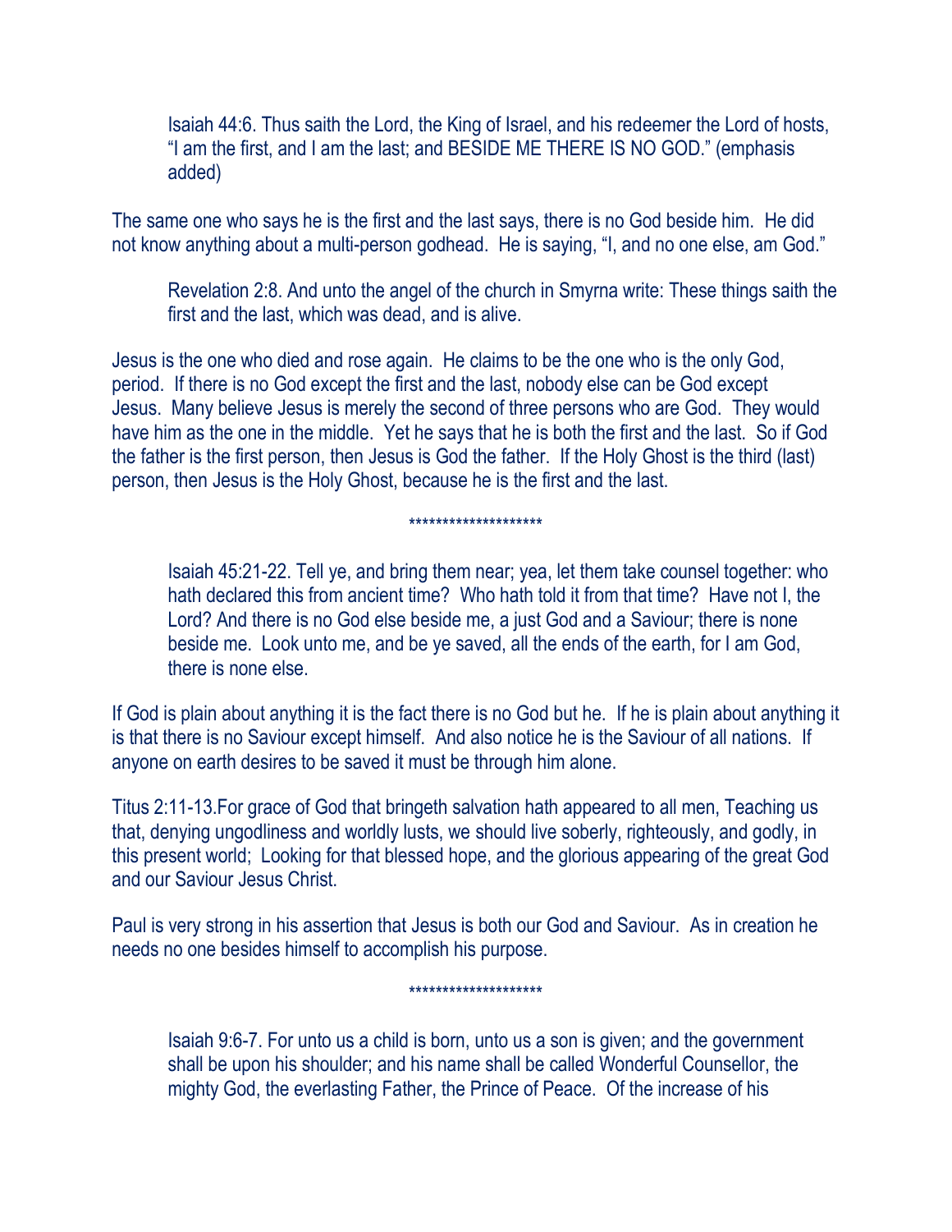> Isaiah 44:6. Thus saith the Lord, the King of Israel, and his redeemer the Lord of hosts, "I am the first, and I am the last; and BESIDE ME THERE IS NO GOD." (emphasis added)

The same one who says he is the first and the last says, there is no God beside him. He did not know anything about a multi-person godhead. He is saying, "I, and no one else, am God."

> Revelation 2:8. And unto the angel of the church in Smyrna write: These things saith the first and the last, which was dead, and is alive.

Jesus is the one who died and rose again. He claims to be the one who is the only God, period. If there is no God except the first and the last, nobody else can be God except Jesus. Many believe Jesus is merely the second of three persons who are God. They would have him as the one in the middle. Yet he says that he is both the first and the last. So if God the father is the first person, then Jesus is God the father. If the Holy Ghost is the third (last) person, then Jesus is the Holy Ghost, because he is the first and the last.

********************

> Isaiah 45:21-22. Tell ye, and bring them near; yea, let them take counsel together: who hath declared this from ancient time? Who hath told it from that time? Have not I, the Lord? And there is no God else beside me, a just God and a Saviour; there is none beside me. Look unto me, and be ye saved, all the ends of the earth, for I am God, there is none else.

If God is plain about anything it is the fact there is no God but he. If he is plain about anything it is that there is no Saviour except himself. And also notice he is the Saviour of all nations. If anyone on earth desires to be saved it must be through him alone.

Titus 2:11-13.For grace of God that bringeth salvation hath appeared to all men, Teaching us that, denying ungodliness and worldly lusts, we should live soberly, righteously, and godly, in this present world; Looking for that blessed hope, and the glorious appearing of the great God and our Saviour Jesus Christ.

Paul is very strong in his assertion that Jesus is both our God and Saviour. As in creation he needs no one besides himself to accomplish his purpose.

********************

> Isaiah 9:6-7. For unto us a child is born, unto us a son is given; and the government shall be upon his shoulder; and his name shall be called Wonderful Counsellor, the mighty God, the everlasting Father, the Prince of Peace. Of the increase of his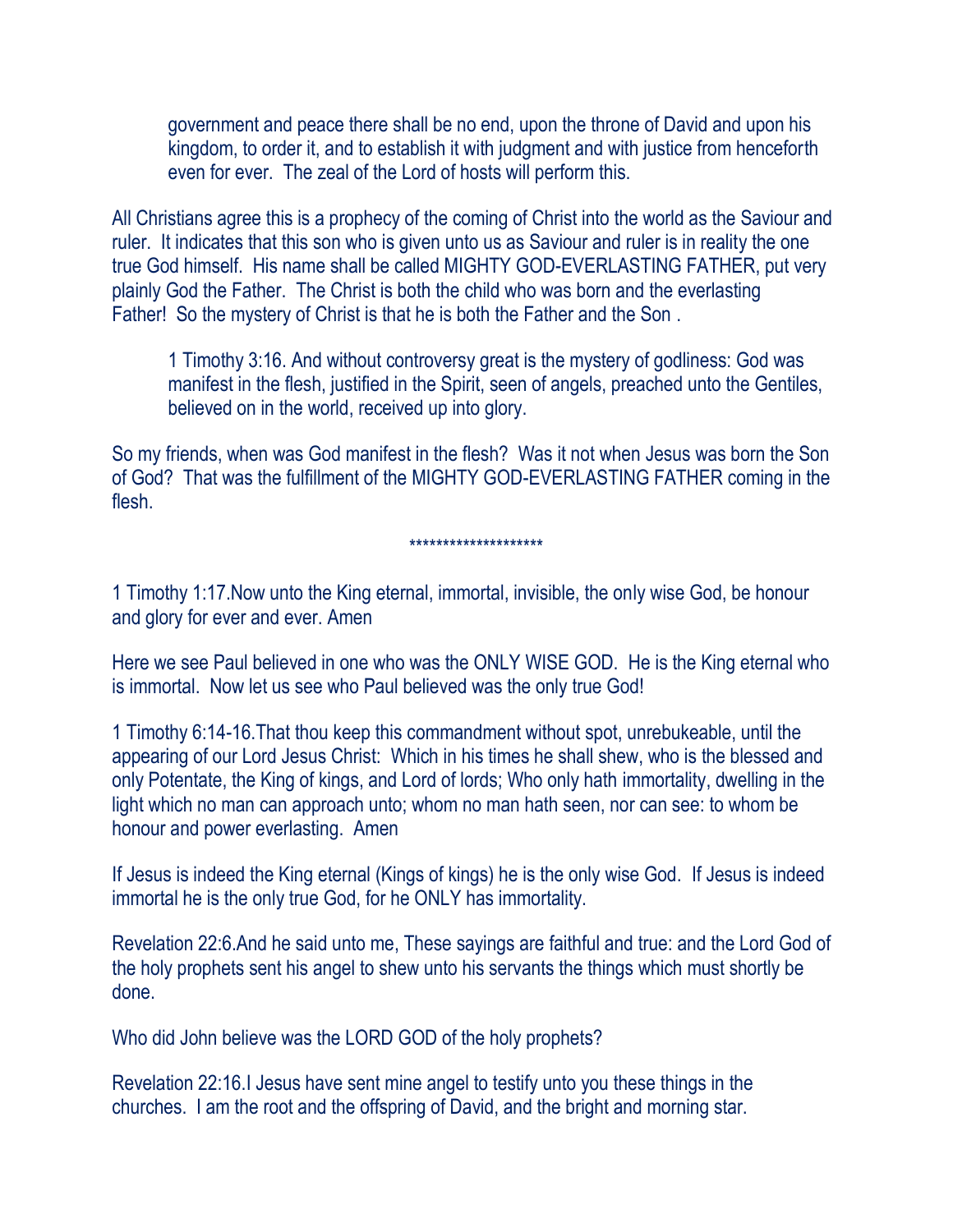> government and peace there shall be no end, upon the throne of David and upon his kingdom, to order it, and to establish it with judgment and with justice from henceforth even for ever. The zeal of the Lord of hosts will perform this.

All Christians agree this is a prophecy of the coming of Christ into the world as the Saviour and ruler. It indicates that this son who is given unto us as Saviour and ruler is in reality the one true God himself. His name shall be called MIGHTY GOD-EVERLASTING FATHER, put very plainly God the Father. The Christ is both the child who was born and the everlasting Father! So the mystery of Christ is that he is both the Father and the Son .

> 1 Timothy 3:16. And without controversy great is the mystery of godliness: God was manifest in the flesh, justified in the Spirit, seen of angels, preached unto the Gentiles, believed on in the world, received up into glory.

So my friends, when was God manifest in the flesh? Was it not when Jesus was born the Son of God? That was the fulfillment of the MIGHTY GOD-EVERLASTING FATHER coming in the flesh.

********************

1 Timothy 1:17.Now unto the King eternal, immortal, invisible, the only wise God, be honour and glory for ever and ever. Amen

Here we see Paul believed in one who was the ONLY WISE GOD. He is the King eternal who is immortal. Now let us see who Paul believed was the only true God!

1 Timothy 6:14-16.That thou keep this commandment without spot, unrebukeable, until the appearing of our Lord Jesus Christ: Which in his times he shall shew, who is the blessed and only Potentate, the King of kings, and Lord of lords; Who only hath immortality, dwelling in the light which no man can approach unto; whom no man hath seen, nor can see: to whom be honour and power everlasting. Amen

If Jesus is indeed the King eternal (Kings of kings) he is the only wise God. If Jesus is indeed immortal he is the only true God, for he ONLY has immortality.

Revelation 22:6.And he said unto me, These sayings are faithful and true: and the Lord God of the holy prophets sent his angel to shew unto his servants the things which must shortly be done.

Who did John believe was the LORD GOD of the holy prophets?

Revelation 22:16.I Jesus have sent mine angel to testify unto you these things in the churches. I am the root and the offspring of David, and the bright and morning star.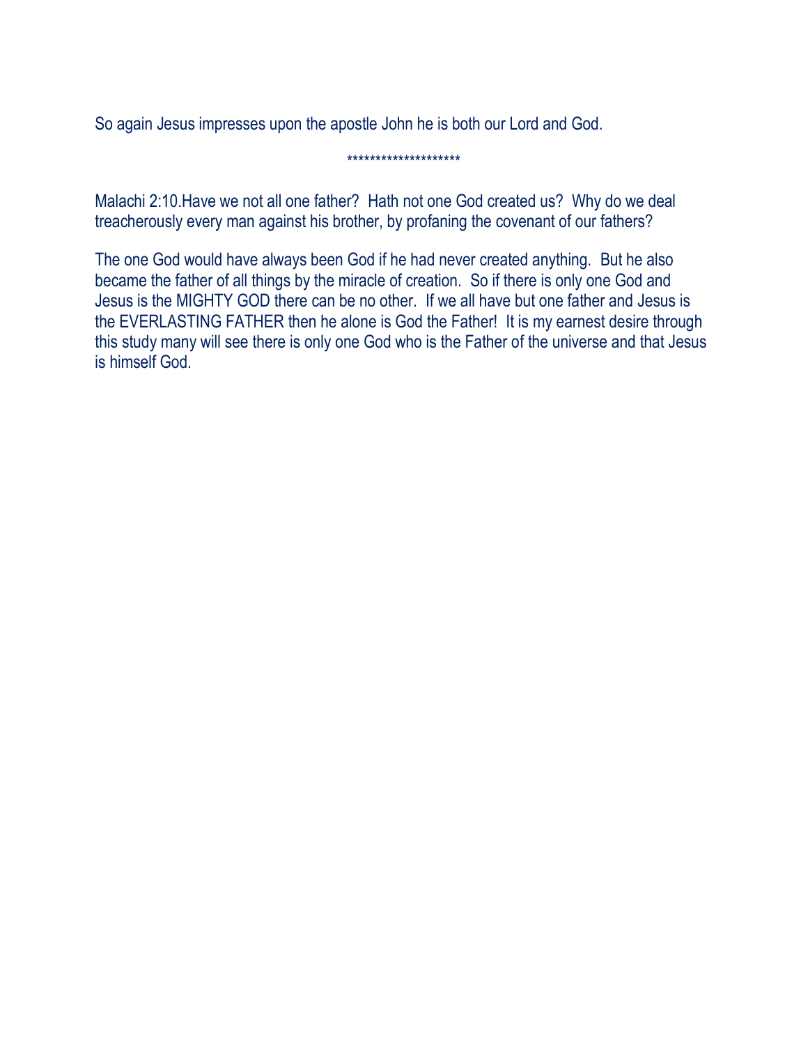So again Jesus impresses upon the apostle John he is both our Lord and God.

********************

Malachi 2:10.Have we not all one father? Hath not one God created us? Why do we deal treacherously every man against his brother, by profaning the covenant of our fathers?

The one God would have always been God if he had never created anything. But he also became the father of all things by the miracle of creation. So if there is only one God and Jesus is the MIGHTY GOD there can be no other. If we all have but one father and Jesus is the EVERLASTING FATHER then he alone is God the Father! It is my earnest desire through this study many will see there is only one God who is the Father of the universe and that Jesus is himself God.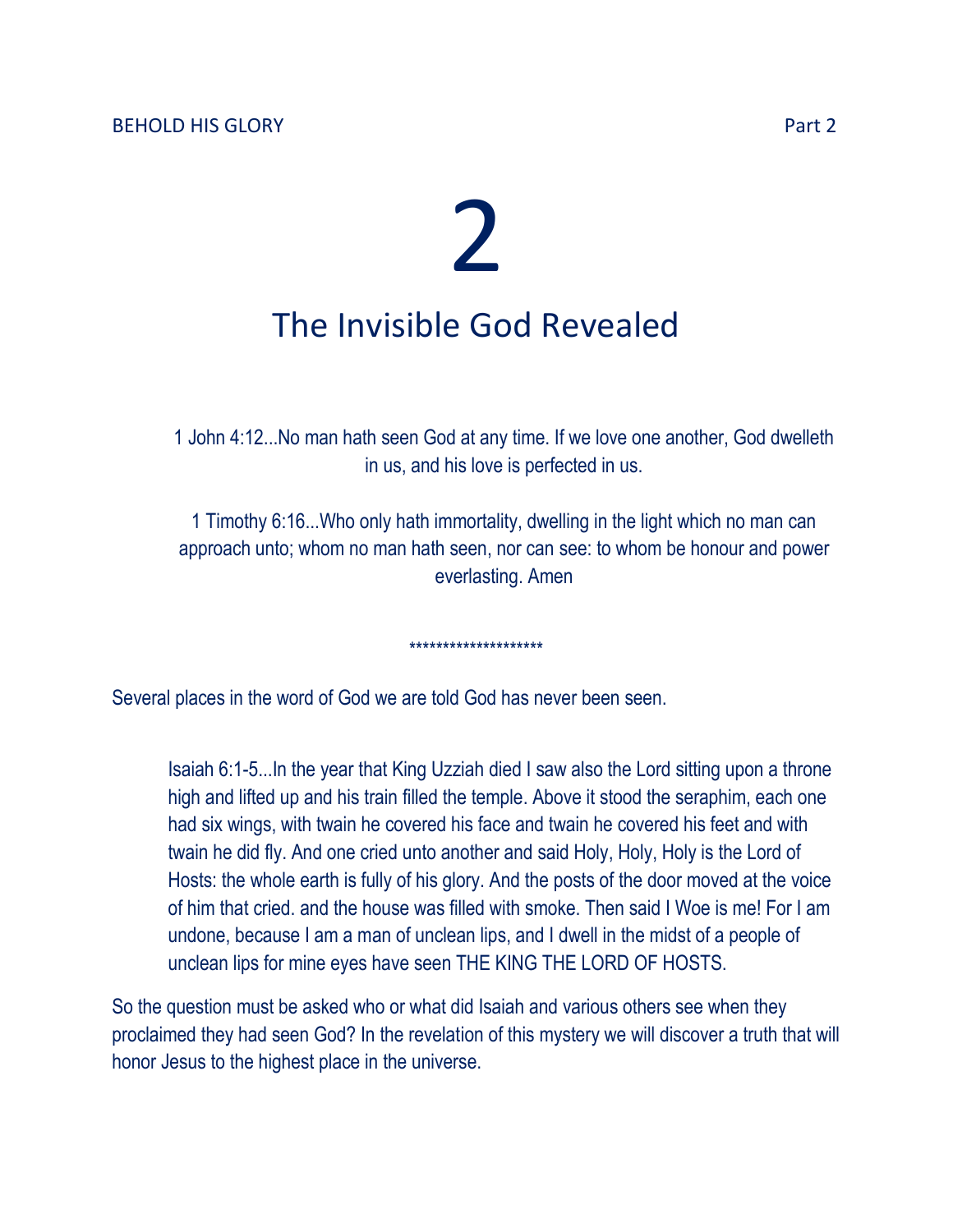# 2

# The Invisible God Revealed

1 John 4:12...No man hath seen God at any time. If we love one another, God dwelleth in us, and his love is perfected in us.

1 Timothy 6:16...Who only hath immortality, dwelling in the light which no man can approach unto; whom no man hath seen, nor can see: to whom be honour and power everlasting. Amen

********************

Several places in the word of God we are told God has never been seen.

> Isaiah 6:1-5...In the year that King Uzziah died I saw also the Lord sitting upon a throne high and lifted up and his train filled the temple. Above it stood the seraphim, each one had six wings, with twain he covered his face and twain he covered his feet and with twain he did fly. And one cried unto another and said Holy, Holy, Holy is the Lord of Hosts: the whole earth is fully of his glory. And the posts of the door moved at the voice of him that cried. and the house was filled with smoke. Then said I Woe is me! For I am undone, because I am a man of unclean lips, and I dwell in the midst of a people of unclean lips for mine eyes have seen THE KING THE LORD OF HOSTS.

So the question must be asked who or what did Isaiah and various others see when they proclaimed they had seen God? In the revelation of this mystery we will discover a truth that will honor Jesus to the highest place in the universe.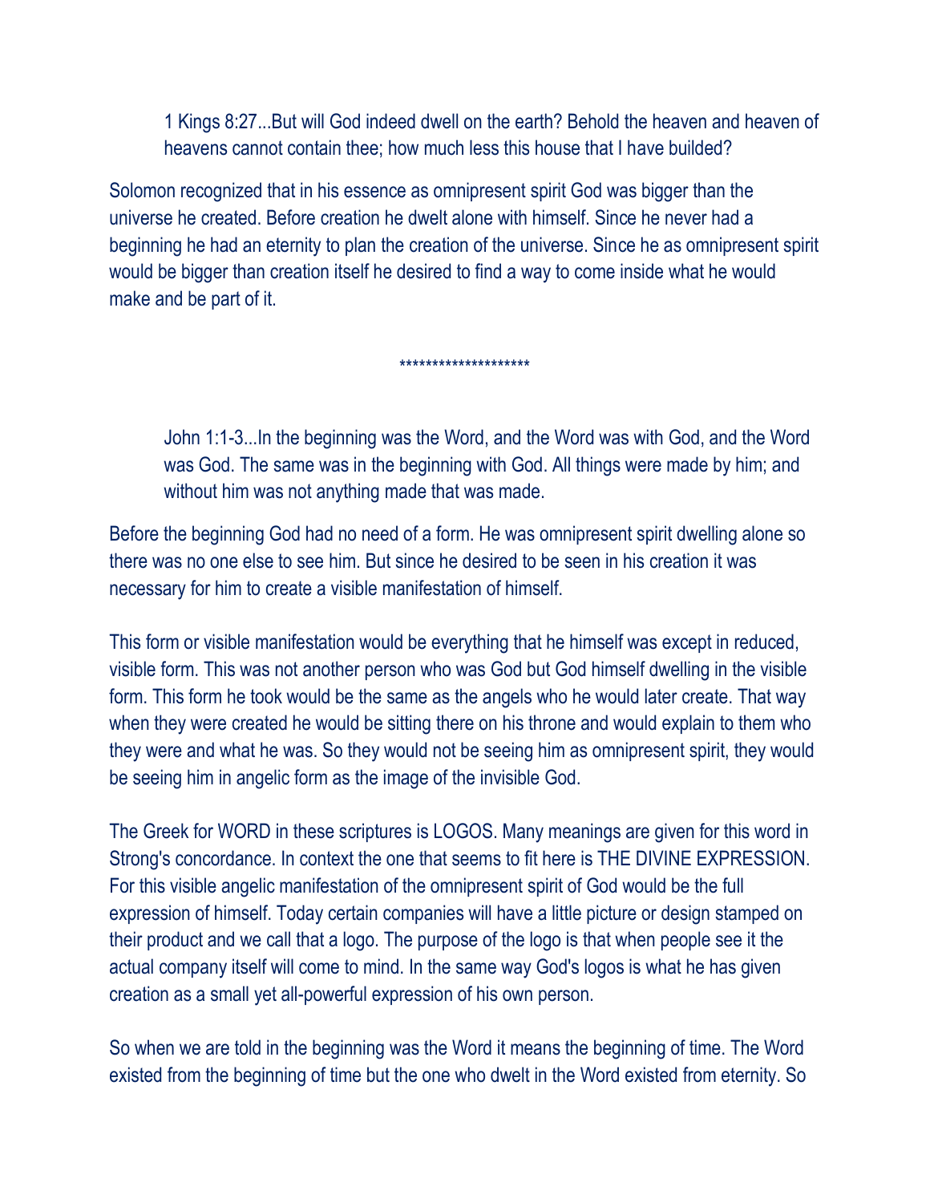> 1 Kings 8:27...But will God indeed dwell on the earth? Behold the heaven and heaven of heavens cannot contain thee; how much less this house that I have builded?

Solomon recognized that in his essence as omnipresent spirit God was bigger than the universe he created. Before creation he dwelt alone with himself. Since he never had a beginning he had an eternity to plan the creation of the universe. Since he as omnipresent spirit would be bigger than creation itself he desired to find a way to come inside what he would make and be part of it.

********************

> John 1:1-3...In the beginning was the Word, and the Word was with God, and the Word was God. The same was in the beginning with God. All things were made by him; and without him was not anything made that was made.

Before the beginning God had no need of a form. He was omnipresent spirit dwelling alone so there was no one else to see him. But since he desired to be seen in his creation it was necessary for him to create a visible manifestation of himself.

This form or visible manifestation would be everything that he himself was except in reduced, visible form. This was not another person who was God but God himself dwelling in the visible form. This form he took would be the same as the angels who he would later create. That way when they were created he would be sitting there on his throne and would explain to them who they were and what he was. So they would not be seeing him as omnipresent spirit, they would be seeing him in angelic form as the image of the invisible God.

The Greek for WORD in these scriptures is LOGOS. Many meanings are given for this word in Strong's concordance. In context the one that seems to fit here is THE DIVINE EXPRESSION. For this visible angelic manifestation of the omnipresent spirit of God would be the full expression of himself. Today certain companies will have a little picture or design stamped on their product and we call that a logo. The purpose of the logo is that when people see it the actual company itself will come to mind. In the same way God's logos is what he has given creation as a small yet all-powerful expression of his own person.

So when we are told in the beginning was the Word it means the beginning of time. The Word existed from the beginning of time but the one who dwelt in the Word existed from eternity. So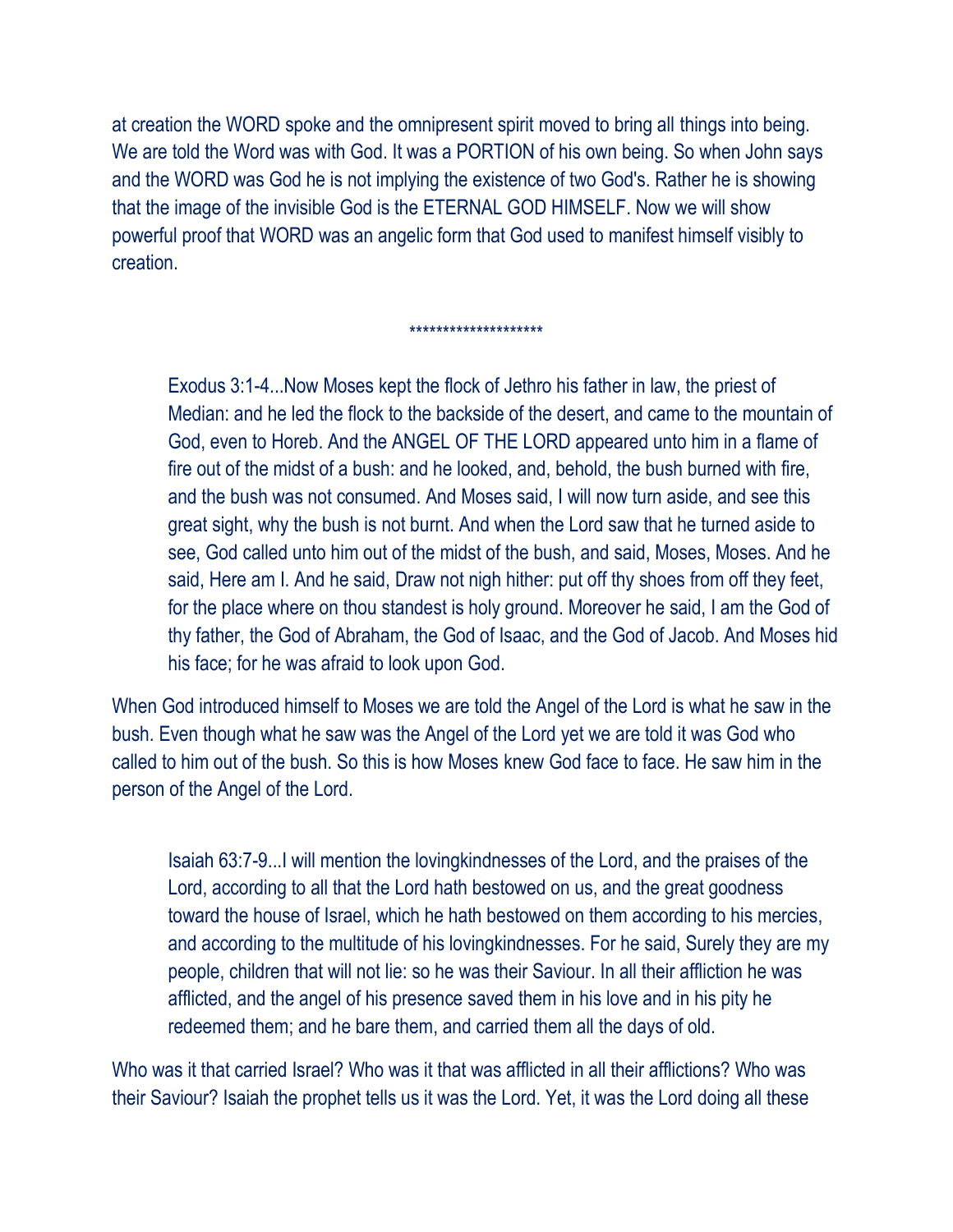at creation the WORD spoke and the omnipresent spirit moved to bring all things into being. We are told the Word was with God. It was a PORTION of his own being. So when John says and the WORD was God he is not implying the existence of two God's. Rather he is showing that the image of the invisible God is the ETERNAL GOD HIMSELF. Now we will show powerful proof that WORD was an angelic form that God used to manifest himself visibly to creation.

********************

> Exodus 3:1-4...Now Moses kept the flock of Jethro his father in law, the priest of Median: and he led the flock to the backside of the desert, and came to the mountain of God, even to Horeb. And the ANGEL OF THE LORD appeared unto him in a flame of fire out of the midst of a bush: and he looked, and, behold, the bush burned with fire, and the bush was not consumed. And Moses said, I will now turn aside, and see this great sight, why the bush is not burnt. And when the Lord saw that he turned aside to see, God called unto him out of the midst of the bush, and said, Moses, Moses. And he said, Here am I. And he said, Draw not nigh hither: put off thy shoes from off they feet, for the place where on thou standest is holy ground. Moreover he said, I am the God of thy father, the God of Abraham, the God of Isaac, and the God of Jacob. And Moses hid his face; for he was afraid to look upon God.

When God introduced himself to Moses we are told the Angel of the Lord is what he saw in the bush. Even though what he saw was the Angel of the Lord yet we are told it was God who called to him out of the bush. So this is how Moses knew God face to face. He saw him in the person of the Angel of the Lord.

> Isaiah 63:7-9...I will mention the lovingkindnesses of the Lord, and the praises of the Lord, according to all that the Lord hath bestowed on us, and the great goodness toward the house of Israel, which he hath bestowed on them according to his mercies, and according to the multitude of his lovingkindnesses. For he said, Surely they are my people, children that will not lie: so he was their Saviour. In all their affliction he was afflicted, and the angel of his presence saved them in his love and in his pity he redeemed them; and he bare them, and carried them all the days of old.

Who was it that carried Israel? Who was it that was afflicted in all their afflictions? Who was their Saviour? Isaiah the prophet tells us it was the Lord. Yet, it was the Lord doing all these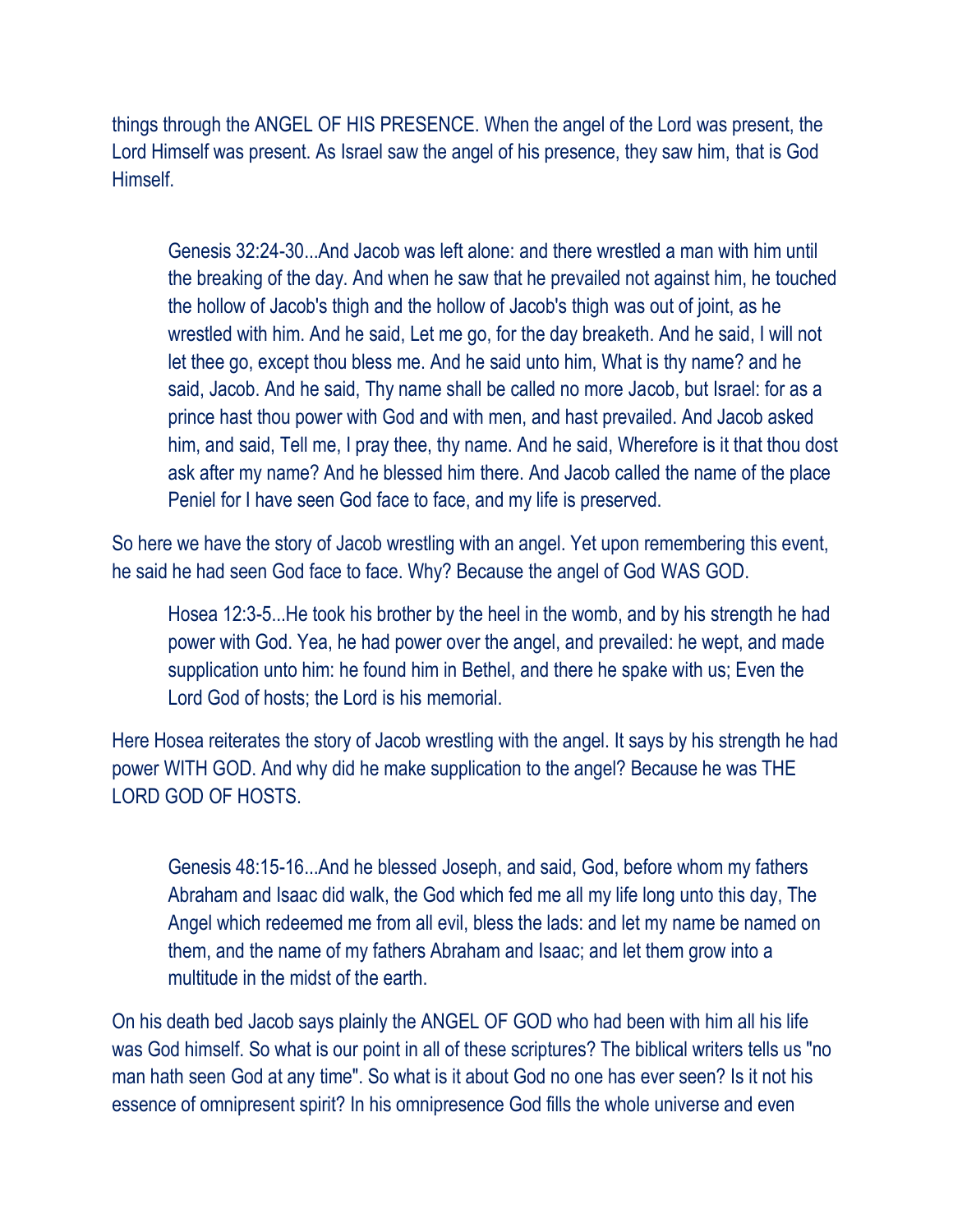things through the ANGEL OF HIS PRESENCE. When the angel of the Lord was present, the Lord Himself was present. As Israel saw the angel of his presence, they saw him, that is God Himself.

> Genesis 32:24-30...And Jacob was left alone: and there wrestled a man with him until the breaking of the day. And when he saw that he prevailed not against him, he touched the hollow of Jacob's thigh and the hollow of Jacob's thigh was out of joint, as he wrestled with him. And he said, Let me go, for the day breaketh. And he said, I will not let thee go, except thou bless me. And he said unto him, What is thy name? and he said, Jacob. And he said, Thy name shall be called no more Jacob, but Israel: for as a prince hast thou power with God and with men, and hast prevailed. And Jacob asked him, and said, Tell me, I pray thee, thy name. And he said, Wherefore is it that thou dost ask after my name? And he blessed him there. And Jacob called the name of the place Peniel for I have seen God face to face, and my life is preserved.

So here we have the story of Jacob wrestling with an angel. Yet upon remembering this event, he said he had seen God face to face. Why? Because the angel of God WAS GOD.

> Hosea 12:3-5...He took his brother by the heel in the womb, and by his strength he had power with God. Yea, he had power over the angel, and prevailed: he wept, and made supplication unto him: he found him in Bethel, and there he spake with us; Even the Lord God of hosts; the Lord is his memorial.

Here Hosea reiterates the story of Jacob wrestling with the angel. It says by his strength he had power WITH GOD. And why did he make supplication to the angel? Because he was THE LORD GOD OF HOSTS.

> Genesis 48:15-16...And he blessed Joseph, and said, God, before whom my fathers Abraham and Isaac did walk, the God which fed me all my life long unto this day, The Angel which redeemed me from all evil, bless the lads: and let my name be named on them, and the name of my fathers Abraham and Isaac; and let them grow into a multitude in the midst of the earth.

On his death bed Jacob says plainly the ANGEL OF GOD who had been with him all his life was God himself. So what is our point in all of these scriptures? The biblical writers tells us "no man hath seen God at any time". So what is it about God no one has ever seen? Is it not his essence of omnipresent spirit? In his omnipresence God fills the whole universe and even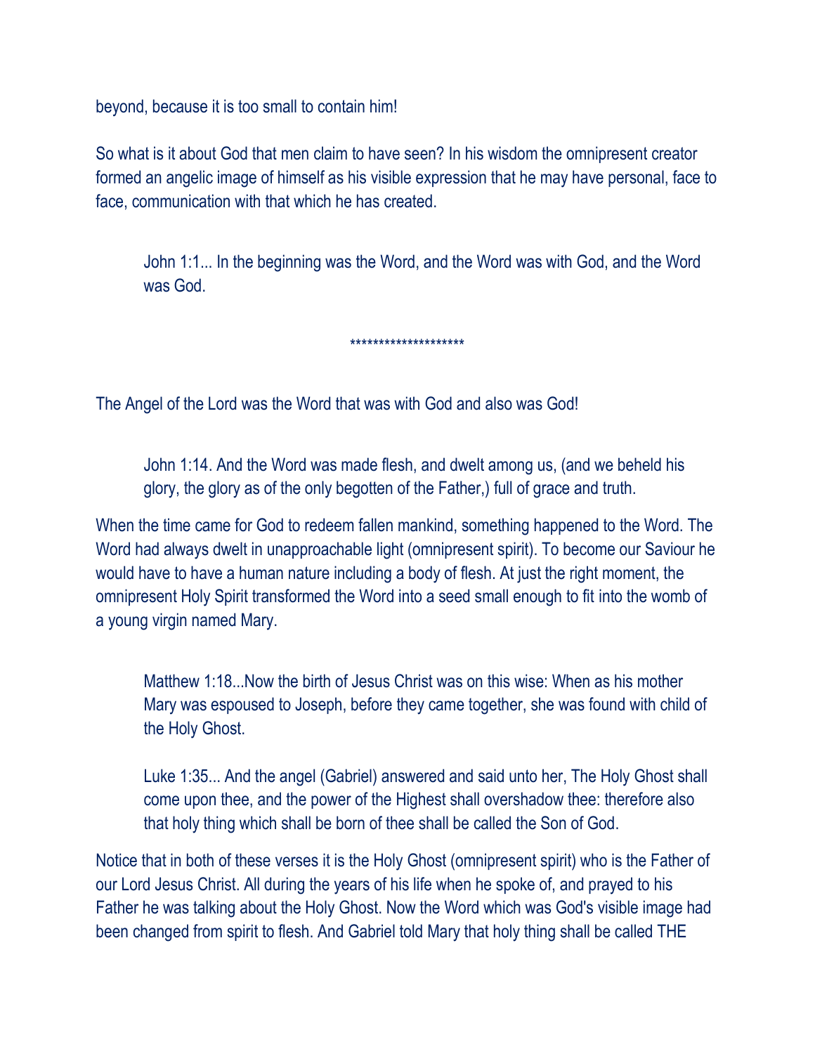beyond, because it is too small to contain him!

So what is it about God that men claim to have seen? In his wisdom the omnipresent creator formed an angelic image of himself as his visible expression that he may have personal, face to face, communication with that which he has created.

> John 1:1... In the beginning was the Word, and the Word was with God, and the Word was God.

********************

The Angel of the Lord was the Word that was with God and also was God!

> John 1:14. And the Word was made flesh, and dwelt among us, (and we beheld his glory, the glory as of the only begotten of the Father,) full of grace and truth.

When the time came for God to redeem fallen mankind, something happened to the Word. The Word had always dwelt in unapproachable light (omnipresent spirit). To become our Saviour he would have to have a human nature including a body of flesh. At just the right moment, the omnipresent Holy Spirit transformed the Word into a seed small enough to fit into the womb of a young virgin named Mary.

> Matthew 1:18...Now the birth of Jesus Christ was on this wise: When as his mother Mary was espoused to Joseph, before they came together, she was found with child of the Holy Ghost.
>
> Luke 1:35... And the angel (Gabriel) answered and said unto her, The Holy Ghost shall come upon thee, and the power of the Highest shall overshadow thee: therefore also that holy thing which shall be born of thee shall be called the Son of God.

Notice that in both of these verses it is the Holy Ghost (omnipresent spirit) who is the Father of our Lord Jesus Christ. All during the years of his life when he spoke of, and prayed to his Father he was talking about the Holy Ghost. Now the Word which was God's visible image had been changed from spirit to flesh. And Gabriel told Mary that holy thing shall be called THE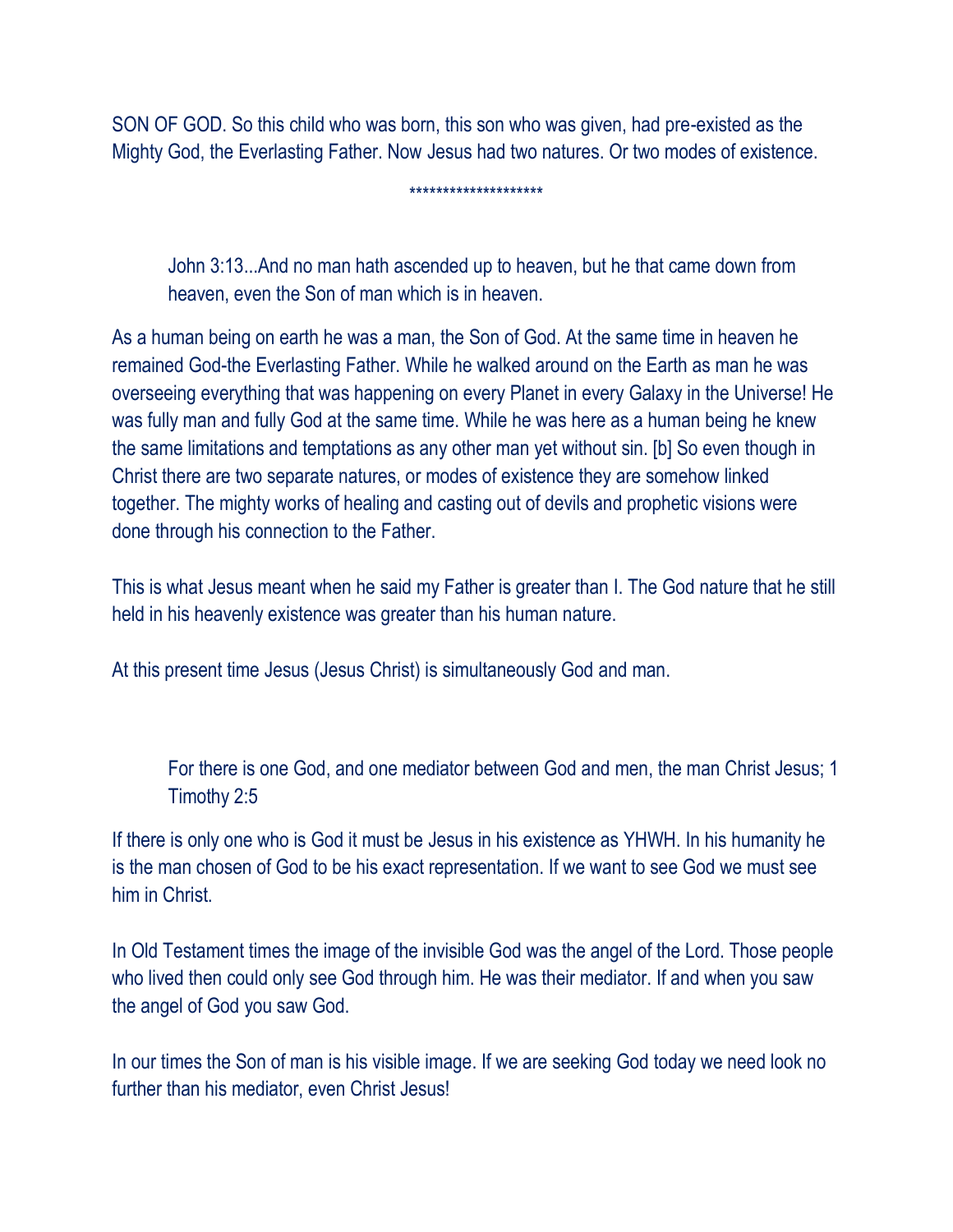SON OF GOD. So this child who was born, this son who was given, had pre-existed as the Mighty God, the Everlasting Father. Now Jesus had two natures. Or two modes of existence.

********************

> John 3:13...And no man hath ascended up to heaven, but he that came down from heaven, even the Son of man which is in heaven.

As a human being on earth he was a man, the Son of God. At the same time in heaven he remained God-the Everlasting Father. While he walked around on the Earth as man he was overseeing everything that was happening on every Planet in every Galaxy in the Universe! He was fully man and fully God at the same time. While he was here as a human being he knew the same limitations and temptations as any other man yet without sin. [b] So even though in Christ there are two separate natures, or modes of existence they are somehow linked together. The mighty works of healing and casting out of devils and prophetic visions were done through his connection to the Father.

This is what Jesus meant when he said my Father is greater than I. The God nature that he still held in his heavenly existence was greater than his human nature.

At this present time Jesus (Jesus Christ) is simultaneously God and man.

> For there is one God, and one mediator between God and men, the man Christ Jesus; 1 Timothy 2:5

If there is only one who is God it must be Jesus in his existence as YHWH. In his humanity he is the man chosen of God to be his exact representation. If we want to see God we must see him in Christ.

In Old Testament times the image of the invisible God was the angel of the Lord. Those people who lived then could only see God through him. He was their mediator. If and when you saw the angel of God you saw God.

In our times the Son of man is his visible image. If we are seeking God today we need look no further than his mediator, even Christ Jesus!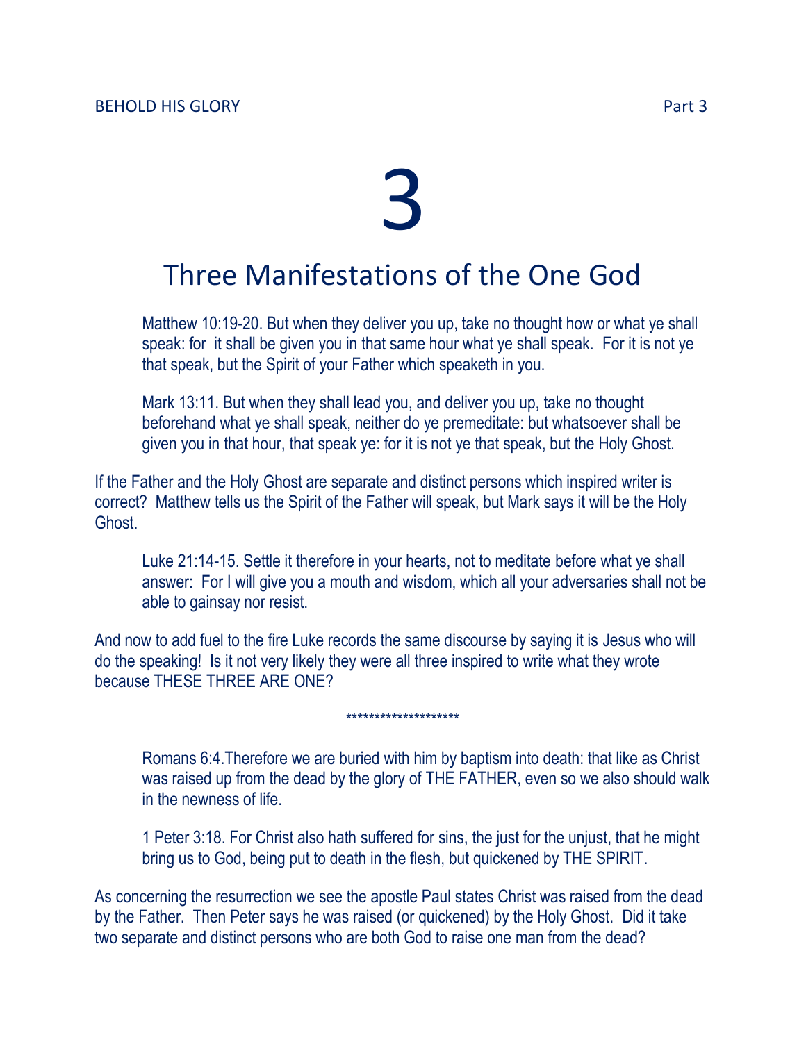# 3

## Three Manifestations of the One God

> Matthew 10:19-20. But when they deliver you up, take no thought how or what ye shall speak: for it shall be given you in that same hour what ye shall speak. For it is not ye that speak, but the Spirit of your Father which speaketh in you.

> Mark 13:11. But when they shall lead you, and deliver you up, take no thought beforehand what ye shall speak, neither do ye premeditate: but whatsoever shall be given you in that hour, that speak ye: for it is not ye that speak, but the Holy Ghost.

If the Father and the Holy Ghost are separate and distinct persons which inspired writer is correct? Matthew tells us the Spirit of the Father will speak, but Mark says it will be the Holy Ghost.

> Luke 21:14-15. Settle it therefore in your hearts, not to meditate before what ye shall answer: For I will give you a mouth and wisdom, which all your adversaries shall not be able to gainsay nor resist.

And now to add fuel to the fire Luke records the same discourse by saying it is Jesus who will do the speaking! Is it not very likely they were all three inspired to write what they wrote because THESE THREE ARE ONE?

********************

> Romans 6:4.Therefore we are buried with him by baptism into death: that like as Christ was raised up from the dead by the glory of THE FATHER, even so we also should walk in the newness of life.

> 1 Peter 3:18. For Christ also hath suffered for sins, the just for the unjust, that he might bring us to God, being put to death in the flesh, but quickened by THE SPIRIT.

As concerning the resurrection we see the apostle Paul states Christ was raised from the dead by the Father. Then Peter says he was raised (or quickened) by the Holy Ghost. Did it take two separate and distinct persons who are both God to raise one man from the dead?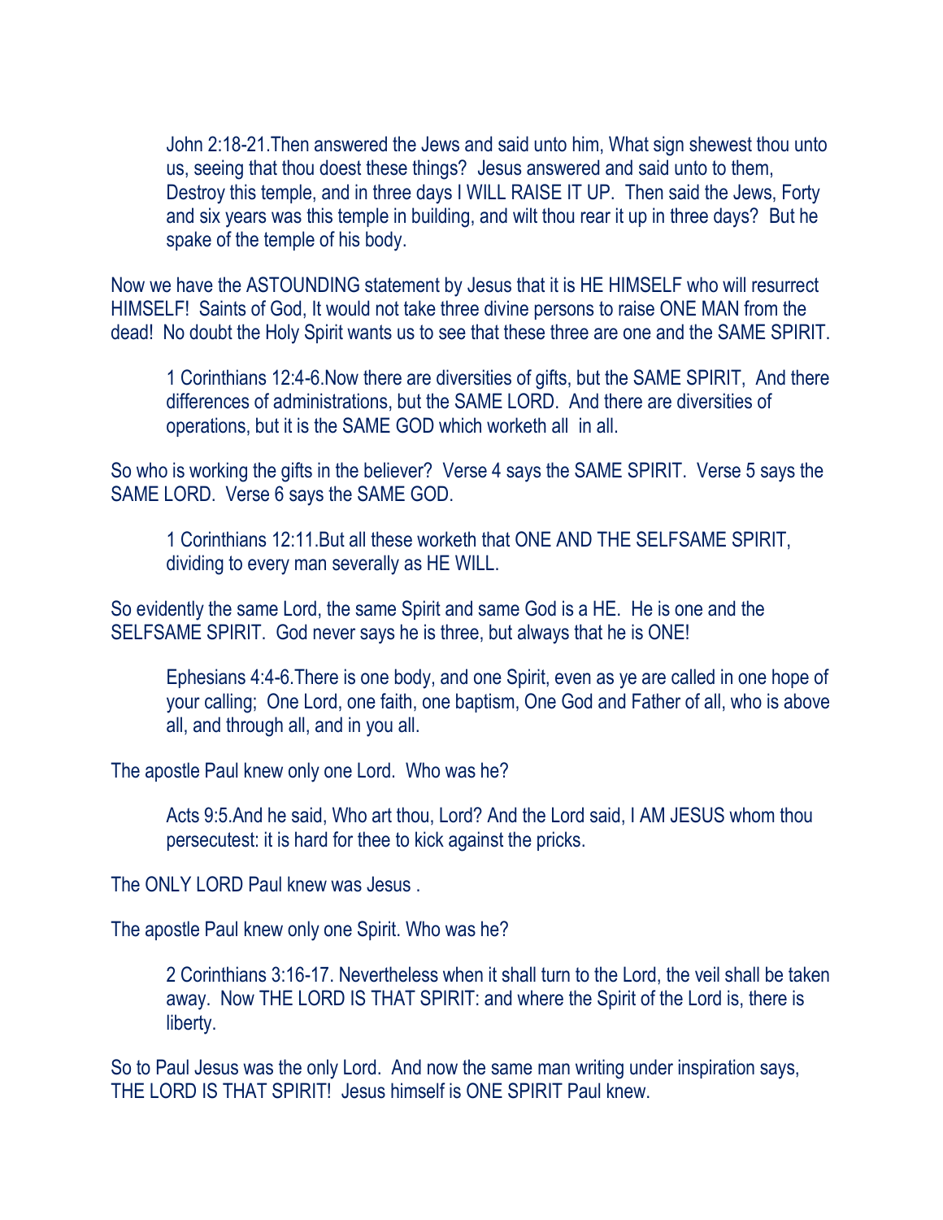> John 2:18-21.Then answered the Jews and said unto him, What sign shewest thou unto us, seeing that thou doest these things? Jesus answered and said unto to them, Destroy this temple, and in three days I WILL RAISE IT UP. Then said the Jews, Forty and six years was this temple in building, and wilt thou rear it up in three days? But he spake of the temple of his body.

Now we have the ASTOUNDING statement by Jesus that it is HE HIMSELF who will resurrect HIMSELF! Saints of God, It would not take three divine persons to raise ONE MAN from the dead! No doubt the Holy Spirit wants us to see that these three are one and the SAME SPIRIT.

> 1 Corinthians 12:4-6.Now there are diversities of gifts, but the SAME SPIRIT, And there differences of administrations, but the SAME LORD. And there are diversities of operations, but it is the SAME GOD which worketh all in all.

So who is working the gifts in the believer? Verse 4 says the SAME SPIRIT. Verse 5 says the SAME LORD. Verse 6 says the SAME GOD.

> 1 Corinthians 12:11.But all these worketh that ONE AND THE SELFSAME SPIRIT, dividing to every man severally as HE WILL.

So evidently the same Lord, the same Spirit and same God is a HE. He is one and the SELFSAME SPIRIT. God never says he is three, but always that he is ONE!

> Ephesians 4:4-6.There is one body, and one Spirit, even as ye are called in one hope of your calling; One Lord, one faith, one baptism, One God and Father of all, who is above all, and through all, and in you all.

The apostle Paul knew only one Lord. Who was he?

> Acts 9:5.And he said, Who art thou, Lord? And the Lord said, I AM JESUS whom thou persecutest: it is hard for thee to kick against the pricks.

The ONLY LORD Paul knew was Jesus .

The apostle Paul knew only one Spirit. Who was he?

> 2 Corinthians 3:16-17. Nevertheless when it shall turn to the Lord, the veil shall be taken away. Now THE LORD IS THAT SPIRIT: and where the Spirit of the Lord is, there is liberty.

So to Paul Jesus was the only Lord. And now the same man writing under inspiration says, THE LORD IS THAT SPIRIT! Jesus himself is ONE SPIRIT Paul knew.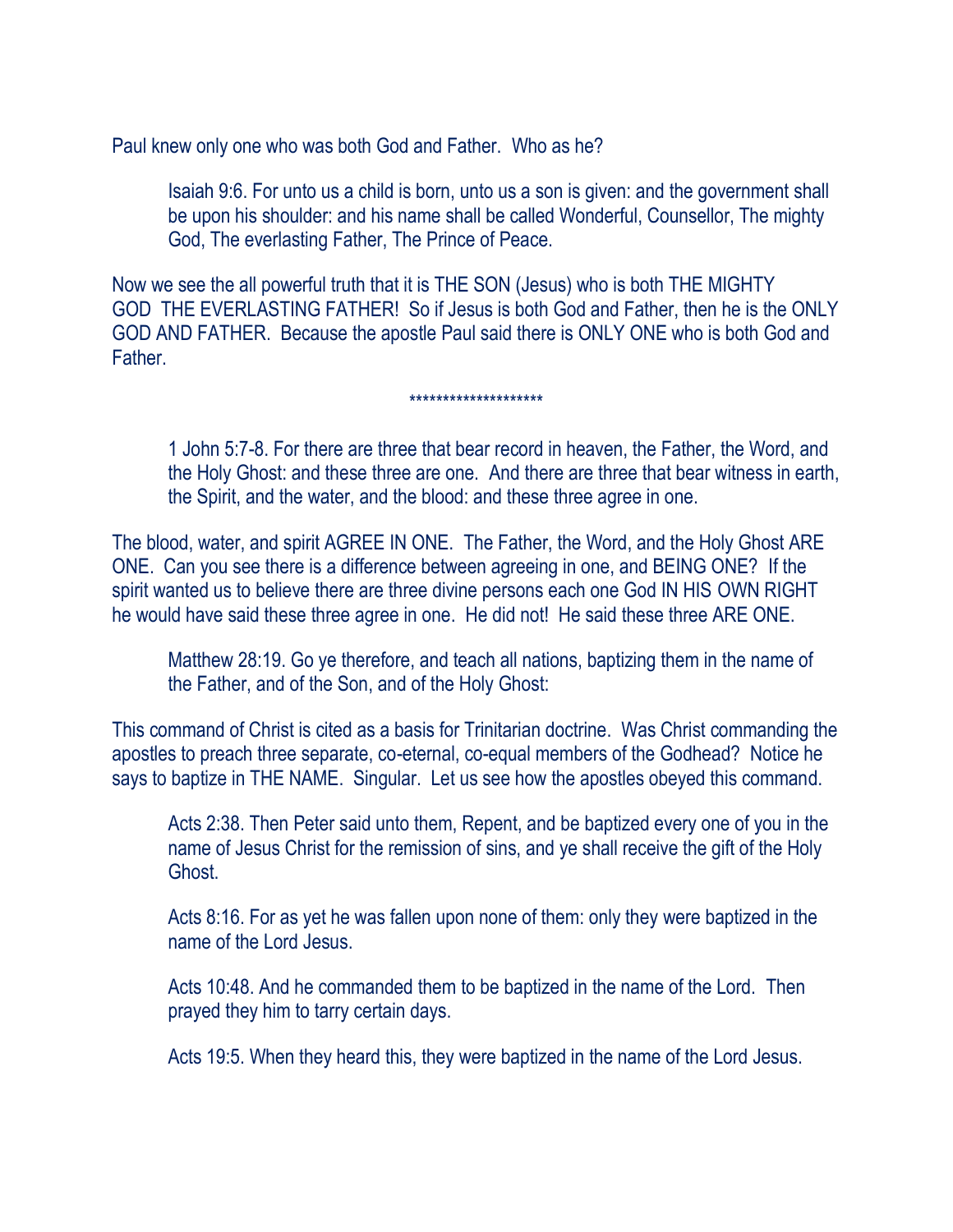Paul knew only one who was both God and Father. Who as he?

> Isaiah 9:6. For unto us a child is born, unto us a son is given: and the government shall be upon his shoulder: and his name shall be called Wonderful, Counsellor, The mighty God, The everlasting Father, The Prince of Peace.

Now we see the all powerful truth that it is THE SON (Jesus) who is both THE MIGHTY GOD THE EVERLASTING FATHER! So if Jesus is both God and Father, then he is the ONLY GOD AND FATHER. Because the apostle Paul said there is ONLY ONE who is both God and Father.

********************

> 1 John 5:7-8. For there are three that bear record in heaven, the Father, the Word, and the Holy Ghost: and these three are one. And there are three that bear witness in earth, the Spirit, and the water, and the blood: and these three agree in one.

The blood, water, and spirit AGREE IN ONE. The Father, the Word, and the Holy Ghost ARE ONE. Can you see there is a difference between agreeing in one, and BEING ONE? If the spirit wanted us to believe there are three divine persons each one God IN HIS OWN RIGHT he would have said these three agree in one. He did not! He said these three ARE ONE.

> Matthew 28:19. Go ye therefore, and teach all nations, baptizing them in the name of the Father, and of the Son, and of the Holy Ghost:

This command of Christ is cited as a basis for Trinitarian doctrine. Was Christ commanding the apostles to preach three separate, co-eternal, co-equal members of the Godhead? Notice he says to baptize in THE NAME. Singular. Let us see how the apostles obeyed this command.

> Acts 2:38. Then Peter said unto them, Repent, and be baptized every one of you in the name of Jesus Christ for the remission of sins, and ye shall receive the gift of the Holy Ghost.

> Acts 8:16. For as yet he was fallen upon none of them: only they were baptized in the name of the Lord Jesus.

> Acts 10:48. And he commanded them to be baptized in the name of the Lord. Then prayed they him to tarry certain days.

> Acts 19:5. When they heard this, they were baptized in the name of the Lord Jesus.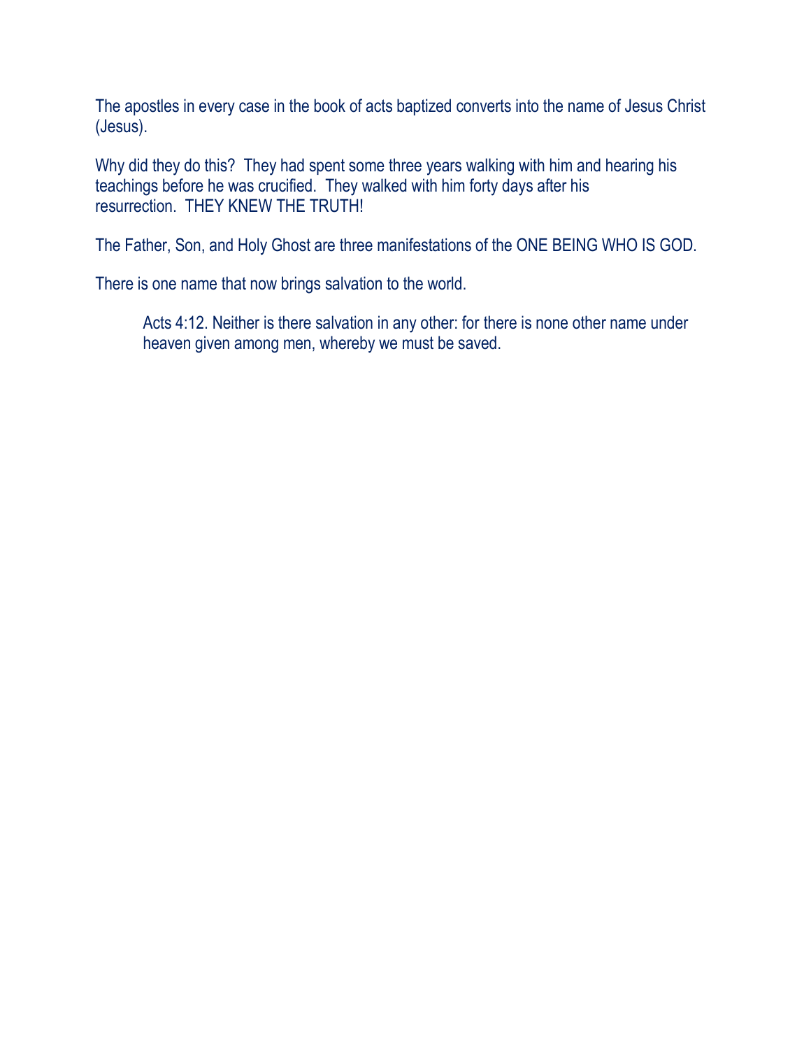The apostles in every case in the book of acts baptized converts into the name of Jesus Christ (Jesus).

Why did they do this? They had spent some three years walking with him and hearing his teachings before he was crucified. They walked with him forty days after his resurrection. THEY KNEW THE TRUTH!

The Father, Son, and Holy Ghost are three manifestations of the ONE BEING WHO IS GOD.

There is one name that now brings salvation to the world.

> Acts 4:12. Neither is there salvation in any other: for there is none other name under heaven given among men, whereby we must be saved.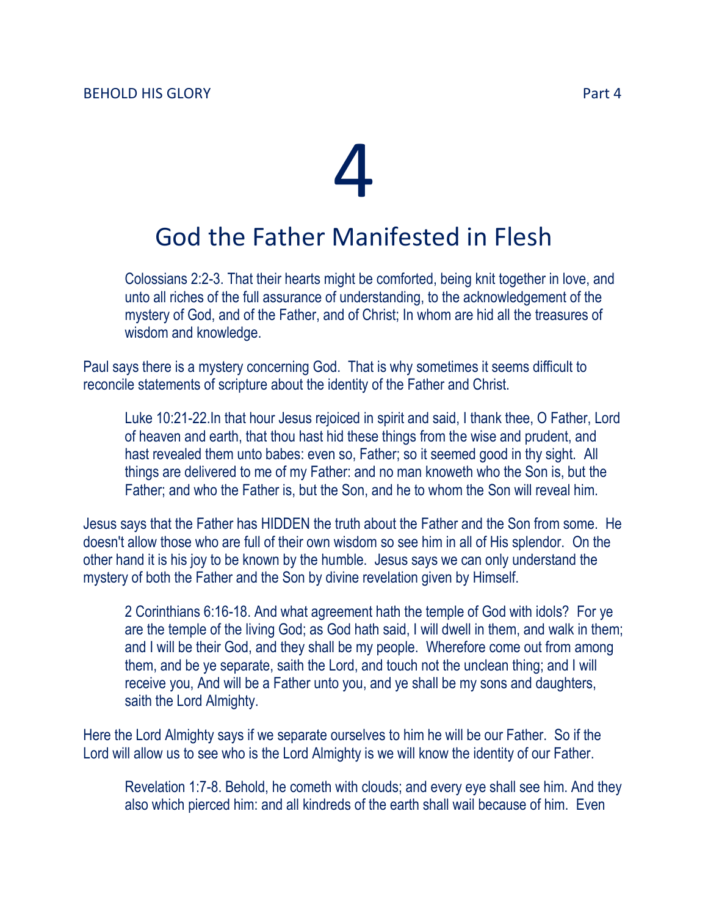# 4

## God the Father Manifested in Flesh

> Colossians 2:2-3. That their hearts might be comforted, being knit together in love, and unto all riches of the full assurance of understanding, to the acknowledgement of the mystery of God, and of the Father, and of Christ; In whom are hid all the treasures of wisdom and knowledge.

Paul says there is a mystery concerning God. That is why sometimes it seems difficult to reconcile statements of scripture about the identity of the Father and Christ.

> Luke 10:21-22.In that hour Jesus rejoiced in spirit and said, I thank thee, O Father, Lord of heaven and earth, that thou hast hid these things from the wise and prudent, and hast revealed them unto babes: even so, Father; so it seemed good in thy sight. All things are delivered to me of my Father: and no man knoweth who the Son is, but the Father; and who the Father is, but the Son, and he to whom the Son will reveal him.

Jesus says that the Father has HIDDEN the truth about the Father and the Son from some. He doesn't allow those who are full of their own wisdom so see him in all of His splendor. On the other hand it is his joy to be known by the humble. Jesus says we can only understand the mystery of both the Father and the Son by divine revelation given by Himself.

> 2 Corinthians 6:16-18. And what agreement hath the temple of God with idols? For ye are the temple of the living God; as God hath said, I will dwell in them, and walk in them; and I will be their God, and they shall be my people. Wherefore come out from among them, and be ye separate, saith the Lord, and touch not the unclean thing; and I will receive you, And will be a Father unto you, and ye shall be my sons and daughters, saith the Lord Almighty.

Here the Lord Almighty says if we separate ourselves to him he will be our Father. So if the Lord will allow us to see who is the Lord Almighty is we will know the identity of our Father.

> Revelation 1:7-8. Behold, he cometh with clouds; and every eye shall see him. And they also which pierced him: and all kindreds of the earth shall wail because of him. Even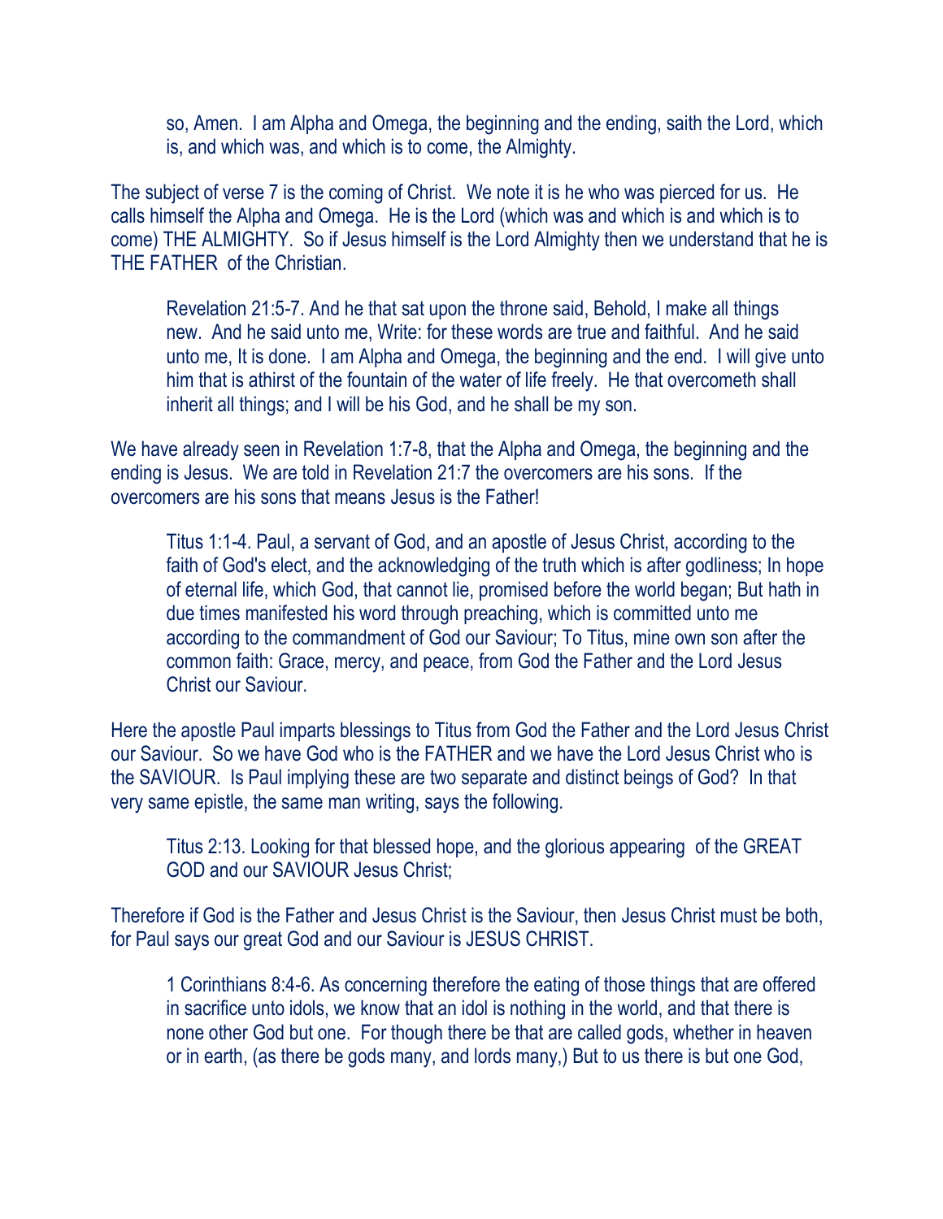> so, Amen. I am Alpha and Omega, the beginning and the ending, saith the Lord, which is, and which was, and which is to come, the Almighty.

The subject of verse 7 is the coming of Christ. We note it is he who was pierced for us. He calls himself the Alpha and Omega. He is the Lord (which was and which is and which is to come) THE ALMIGHTY. So if Jesus himself is the Lord Almighty then we understand that he is THE FATHER of the Christian.

> Revelation 21:5-7. And he that sat upon the throne said, Behold, I make all things new. And he said unto me, Write: for these words are true and faithful. And he said unto me, It is done. I am Alpha and Omega, the beginning and the end. I will give unto him that is athirst of the fountain of the water of life freely. He that overcometh shall inherit all things; and I will be his God, and he shall be my son.

We have already seen in Revelation 1:7-8, that the Alpha and Omega, the beginning and the ending is Jesus. We are told in Revelation 21:7 the overcomers are his sons. If the overcomers are his sons that means Jesus is the Father!

> Titus 1:1-4. Paul, a servant of God, and an apostle of Jesus Christ, according to the faith of God's elect, and the acknowledging of the truth which is after godliness; In hope of eternal life, which God, that cannot lie, promised before the world began; But hath in due times manifested his word through preaching, which is committed unto me according to the commandment of God our Saviour; To Titus, mine own son after the common faith: Grace, mercy, and peace, from God the Father and the Lord Jesus Christ our Saviour.

Here the apostle Paul imparts blessings to Titus from God the Father and the Lord Jesus Christ our Saviour. So we have God who is the FATHER and we have the Lord Jesus Christ who is the SAVIOUR. Is Paul implying these are two separate and distinct beings of God? In that very same epistle, the same man writing, says the following.

> Titus 2:13. Looking for that blessed hope, and the glorious appearing of the GREAT GOD and our SAVIOUR Jesus Christ;

Therefore if God is the Father and Jesus Christ is the Saviour, then Jesus Christ must be both, for Paul says our great God and our Saviour is JESUS CHRIST.

> 1 Corinthians 8:4-6. As concerning therefore the eating of those things that are offered in sacrifice unto idols, we know that an idol is nothing in the world, and that there is none other God but one. For though there be that are called gods, whether in heaven or in earth, (as there be gods many, and lords many,) But to us there is but one God,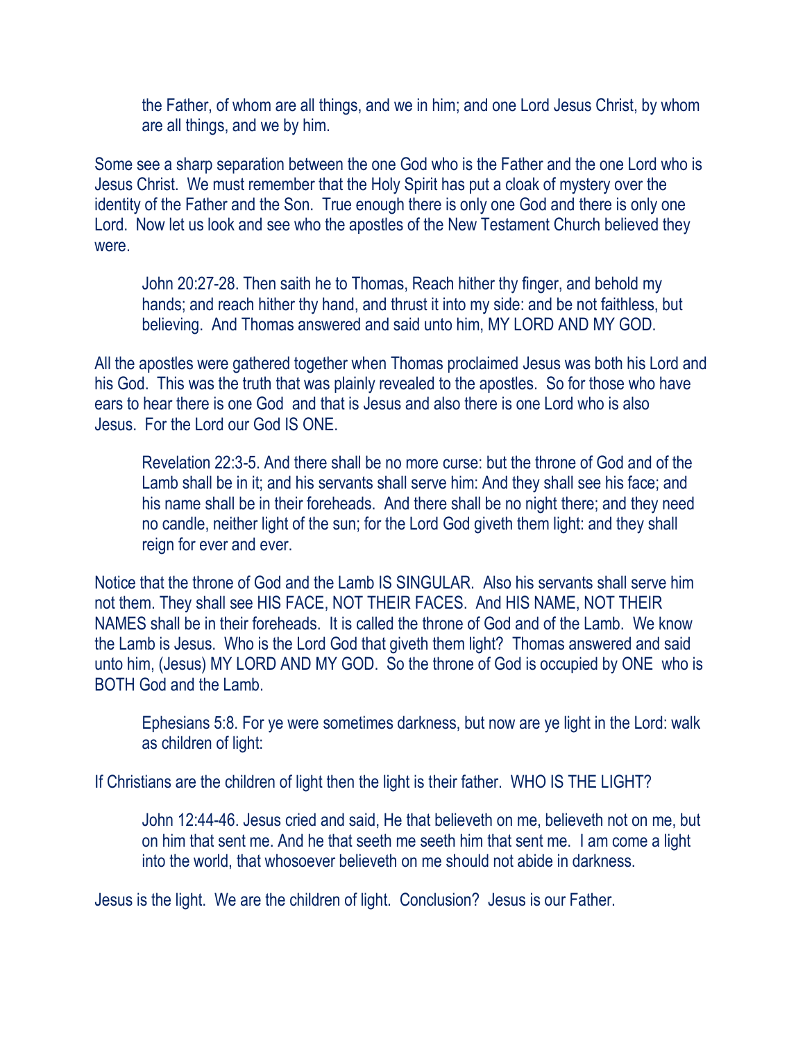> the Father, of whom are all things, and we in him; and one Lord Jesus Christ, by whom are all things, and we by him.

Some see a sharp separation between the one God who is the Father and the one Lord who is Jesus Christ. We must remember that the Holy Spirit has put a cloak of mystery over the identity of the Father and the Son. True enough there is only one God and there is only one Lord. Now let us look and see who the apostles of the New Testament Church believed they were.

> John 20:27-28. Then saith he to Thomas, Reach hither thy finger, and behold my hands; and reach hither thy hand, and thrust it into my side: and be not faithless, but believing. And Thomas answered and said unto him, MY LORD AND MY GOD.

All the apostles were gathered together when Thomas proclaimed Jesus was both his Lord and his God. This was the truth that was plainly revealed to the apostles. So for those who have ears to hear there is one God and that is Jesus and also there is one Lord who is also Jesus. For the Lord our God IS ONE.

> Revelation 22:3-5. And there shall be no more curse: but the throne of God and of the Lamb shall be in it; and his servants shall serve him: And they shall see his face; and his name shall be in their foreheads. And there shall be no night there; and they need no candle, neither light of the sun; for the Lord God giveth them light: and they shall reign for ever and ever.

Notice that the throne of God and the Lamb IS SINGULAR. Also his servants shall serve him not them. They shall see HIS FACE, NOT THEIR FACES. And HIS NAME, NOT THEIR NAMES shall be in their foreheads. It is called the throne of God and of the Lamb. We know the Lamb is Jesus. Who is the Lord God that giveth them light? Thomas answered and said unto him, (Jesus) MY LORD AND MY GOD. So the throne of God is occupied by ONE who is BOTH God and the Lamb.

> Ephesians 5:8. For ye were sometimes darkness, but now are ye light in the Lord: walk as children of light:

If Christians are the children of light then the light is their father. WHO IS THE LIGHT?

> John 12:44-46. Jesus cried and said, He that believeth on me, believeth not on me, but on him that sent me. And he that seeth me seeth him that sent me. I am come a light into the world, that whosoever believeth on me should not abide in darkness.

Jesus is the light. We are the children of light. Conclusion? Jesus is our Father.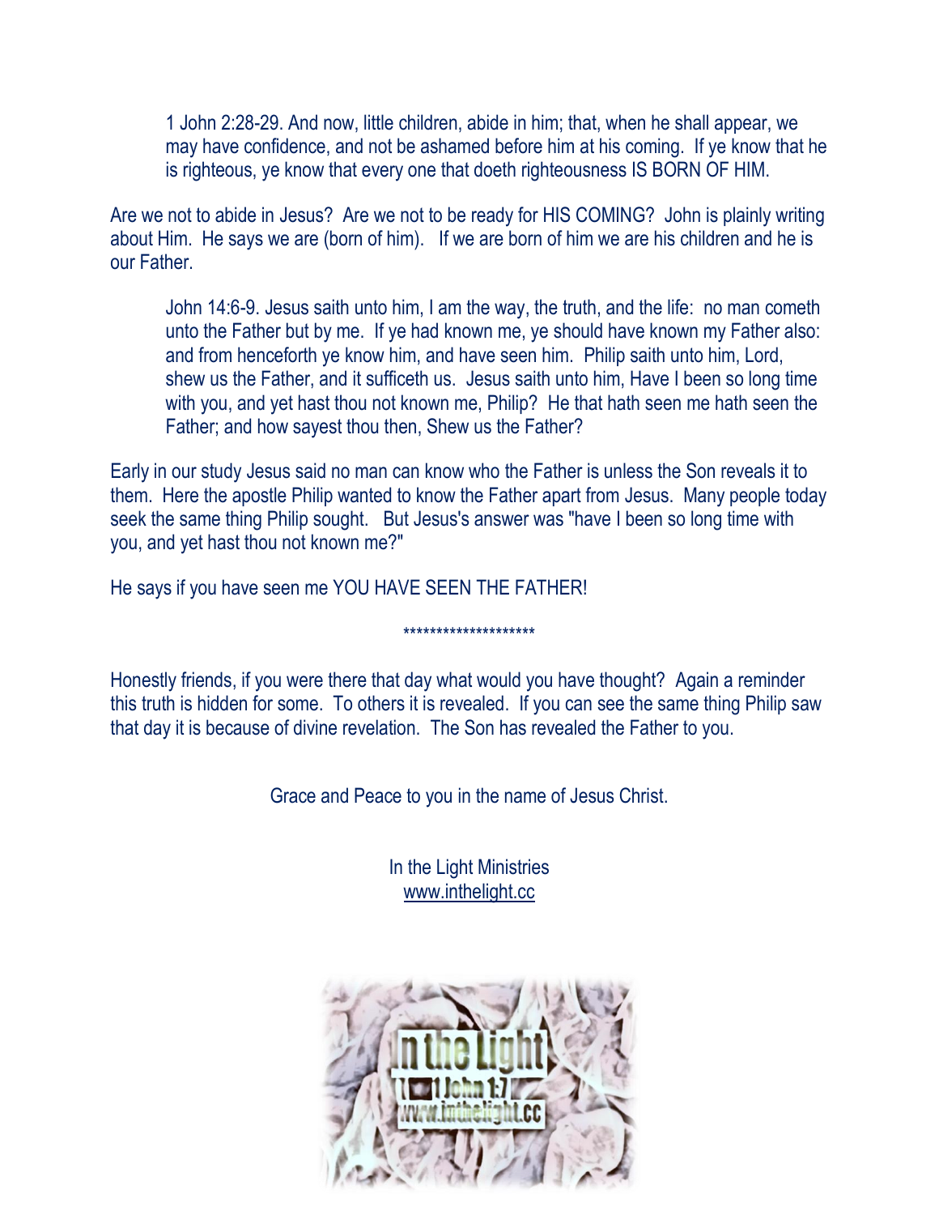> 1 John 2:28-29. And now, little children, abide in him; that, when he shall appear, we may have confidence, and not be ashamed before him at his coming. If ye know that he is righteous, ye know that every one that doeth righteousness IS BORN OF HIM.

Are we not to abide in Jesus? Are we not to be ready for HIS COMING? John is plainly writing about Him. He says we are (born of him). If we are born of him we are his children and he is our Father.

> John 14:6-9. Jesus saith unto him, I am the way, the truth, and the life: no man cometh unto the Father but by me. If ye had known me, ye should have known my Father also: and from henceforth ye know him, and have seen him. Philip saith unto him, Lord, shew us the Father, and it sufficeth us. Jesus saith unto him, Have I been so long time with you, and yet hast thou not known me, Philip? He that hath seen me hath seen the Father; and how sayest thou then, Shew us the Father?

Early in our study Jesus said no man can know who the Father is unless the Son reveals it to them. Here the apostle Philip wanted to know the Father apart from Jesus. Many people today seek the same thing Philip sought. But Jesus's answer was "have I been so long time with you, and yet hast thou not known me?"

He says if you have seen me YOU HAVE SEEN THE FATHER!

********************

Honestly friends, if you were there that day what would you have thought? Again a reminder this truth is hidden for some. To others it is revealed. If you can see the same thing Philip saw that day it is because of divine revelation. The Son has revealed the Father to you.

Grace and Peace to you in the name of Jesus Christ.

In the Light Ministries
www.inthelight.cc

In the Light
1 John 1:7
www.inthelight.cc